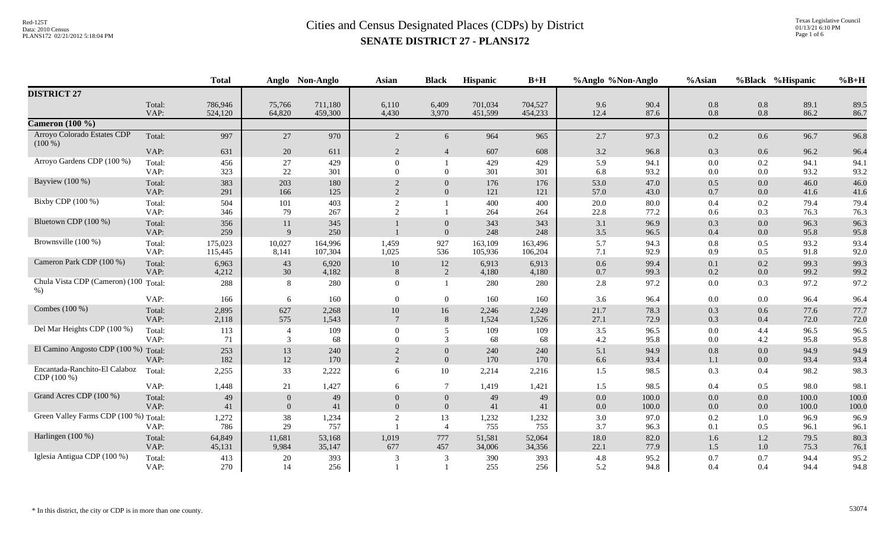# Cities and Census Designated Places (CDPs) by District

## SENATE DISTRICT 27 - PLANS172

Red-125T
Data: 2010 Census
PLANS172 02/21/2012 5:18:04 PM

Texas Legislative Council
01/13/21 6:10 PM

| | | Total | Anglo | Non-Anglo | Asian | Black | Hispanic | B+H | %Anglo | %Non-Anglo | %Asian | %Black | %Hispanic | %B+H |
|---|---|---|---|---|---|---|---|---|---|---|---|---|---|---|
| **DISTRICT 27** | | | | | | | | | | | | | | |
| | Total: | 786,946 | 75,766 | 711,180 | 6,110 | 6,409 | 701,034 | 704,527 | 9.6 | 90.4 | 0.8 | 0.8 | 89.1 | 89.5 |
| | VAP: | 524,120 | 64,820 | 459,300 | 4,430 | 3,970 | 451,599 | 454,233 | 12.4 | 87.6 | 0.8 | 0.8 | 86.2 | 86.7 |
| **Cameron (100 %)** | | | | | | | | | | | | | | |
| Arroyo Colorado Estates CDP (100 %) | Total: | 997 | 27 | 970 | 2 | 6 | 964 | 965 | 2.7 | 97.3 | 0.2 | 0.6 | 96.7 | 96.8 |
| | VAP: | 631 | 20 | 611 | 2 | 4 | 607 | 608 | 3.2 | 96.8 | 0.3 | 0.6 | 96.2 | 96.4 |
| Arroyo Gardens CDP (100 %) | Total: | 456 | 27 | 429 | 0 | 1 | 429 | 429 | 5.9 | 94.1 | 0.0 | 0.2 | 94.1 | 94.1 |
| | VAP: | 323 | 22 | 301 | 0 | 0 | 301 | 301 | 6.8 | 93.2 | 0.0 | 0.0 | 93.2 | 93.2 |
| Bayview (100 %) | Total: | 383 | 203 | 180 | 2 | 0 | 176 | 176 | 53.0 | 47.0 | 0.5 | 0.0 | 46.0 | 46.0 |
| | VAP: | 291 | 166 | 125 | 2 | 0 | 121 | 121 | 57.0 | 43.0 | 0.7 | 0.0 | 41.6 | 41.6 |
| Bixby CDP (100 %) | Total: | 504 | 101 | 403 | 2 | 1 | 400 | 400 | 20.0 | 80.0 | 0.4 | 0.2 | 79.4 | 79.4 |
| | VAP: | 346 | 79 | 267 | 2 | 1 | 264 | 264 | 22.8 | 77.2 | 0.6 | 0.3 | 76.3 | 76.3 |
| Bluetown CDP (100 %) | Total: | 356 | 11 | 345 | 1 | 0 | 343 | 343 | 3.1 | 96.9 | 0.3 | 0.0 | 96.3 | 96.3 |
| | VAP: | 259 | 9 | 250 | 1 | 0 | 248 | 248 | 3.5 | 96.5 | 0.4 | 0.0 | 95.8 | 95.8 |
| Brownsville (100 %) | Total: | 175,023 | 10,027 | 164,996 | 1,459 | 927 | 163,109 | 163,496 | 5.7 | 94.3 | 0.8 | 0.5 | 93.2 | 93.4 |
| | VAP: | 115,445 | 8,141 | 107,304 | 1,025 | 536 | 105,936 | 106,204 | 7.1 | 92.9 | 0.9 | 0.5 | 91.8 | 92.0 |
| Cameron Park CDP (100 %) | Total: | 6,963 | 43 | 6,920 | 10 | 12 | 6,913 | 6,913 | 0.6 | 99.4 | 0.1 | 0.2 | 99.3 | 99.3 |
| | VAP: | 4,212 | 30 | 4,182 | 8 | 2 | 4,180 | 4,180 | 0.7 | 99.3 | 0.2 | 0.0 | 99.2 | 99.2 |
| Chula Vista CDP (Cameron) (100 %) | Total: | 288 | 8 | 280 | 0 | 1 | 280 | 280 | 2.8 | 97.2 | 0.0 | 0.3 | 97.2 | 97.2 |
| | VAP: | 166 | 6 | 160 | 0 | 0 | 160 | 160 | 3.6 | 96.4 | 0.0 | 0.0 | 96.4 | 96.4 |
| Combes (100 %) | Total: | 2,895 | 627 | 2,268 | 10 | 16 | 2,246 | 2,249 | 21.7 | 78.3 | 0.3 | 0.6 | 77.6 | 77.7 |
| | VAP: | 2,118 | 575 | 1,543 | 7 | 8 | 1,524 | 1,526 | 27.1 | 72.9 | 0.3 | 0.4 | 72.0 | 72.0 |
| Del Mar Heights CDP (100 %) | Total: | 113 | 4 | 109 | 0 | 5 | 109 | 109 | 3.5 | 96.5 | 0.0 | 4.4 | 96.5 | 96.5 |
| | VAP: | 71 | 3 | 68 | 0 | 3 | 68 | 68 | 4.2 | 95.8 | 0.0 | 4.2 | 95.8 | 95.8 |
| El Camino Angosto CDP (100 %) | Total: | 253 | 13 | 240 | 2 | 0 | 240 | 240 | 5.1 | 94.9 | 0.8 | 0.0 | 94.9 | 94.9 |
| | VAP: | 182 | 12 | 170 | 2 | 0 | 170 | 170 | 6.6 | 93.4 | 1.1 | 0.0 | 93.4 | 93.4 |
| Encantada-Ranchito-El Calaboz CDP (100 %) | Total: | 2,255 | 33 | 2,222 | 6 | 10 | 2,214 | 2,216 | 1.5 | 98.5 | 0.3 | 0.4 | 98.2 | 98.3 |
| | VAP: | 1,448 | 21 | 1,427 | 6 | 7 | 1,419 | 1,421 | 1.5 | 98.5 | 0.4 | 0.5 | 98.0 | 98.1 |
| Grand Acres CDP (100 %) | Total: | 49 | 0 | 49 | 0 | 0 | 49 | 49 | 0.0 | 100.0 | 0.0 | 0.0 | 100.0 | 100.0 |
| | VAP: | 41 | 0 | 41 | 0 | 0 | 41 | 41 | 0.0 | 100.0 | 0.0 | 0.0 | 100.0 | 100.0 |
| Green Valley Farms CDP (100 %) | Total: | 1,272 | 38 | 1,234 | 2 | 13 | 1,232 | 1,232 | 3.0 | 97.0 | 0.2 | 1.0 | 96.9 | 96.9 |
| | VAP: | 786 | 29 | 757 | 1 | 4 | 755 | 755 | 3.7 | 96.3 | 0.1 | 0.5 | 96.1 | 96.1 |
| Harlingen (100 %) | Total: | 64,849 | 11,681 | 53,168 | 1,019 | 777 | 51,581 | 52,064 | 18.0 | 82.0 | 1.6 | 1.2 | 79.5 | 80.3 |
| | VAP: | 45,131 | 9,984 | 35,147 | 677 | 457 | 34,006 | 34,356 | 22.1 | 77.9 | 1.5 | 1.0 | 75.3 | 76.1 |
| Iglesia Antigua CDP (100 %) | Total: | 413 | 20 | 393 | 3 | 3 | 390 | 393 | 4.8 | 95.2 | 0.7 | 0.7 | 94.4 | 95.2 |
| | VAP: | 270 | 14 | 256 | 1 | 1 | 255 | 256 | 5.2 | 94.8 | 0.4 | 0.4 | 94.4 | 94.8 |

\* In this district, the city or CDP is in more than one county.

53074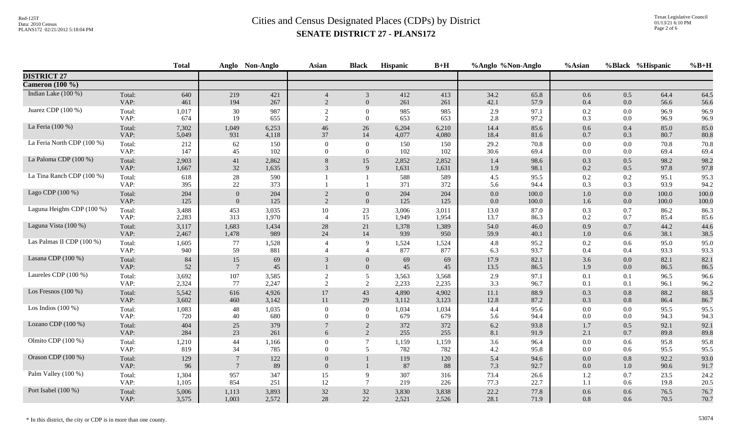# Cities and Census Designated Places (CDPs) by District

## SENATE DISTRICT 27 - PLANS172

| | | Total | Anglo | Non-Anglo | Asian | Black | Hispanic | B+H | %Anglo | %Non-Anglo | %Asian | %Black | %Hispanic | %B+H |
|---|---|---|---|---|---|---|---|---|---|---|---|---|---|---|
| **DISTRICT 27** | | | | | | | | | | | | | | |
| **Cameron (100 %)** | | | | | | | | | | | | | | |
| Indian Lake (100 %) | Total: | 640 | 219 | 421 | 4 | 3 | 412 | 413 | 34.2 | 65.8 | 0.6 | 0.5 | 64.4 | 64.5 |
| | VAP: | 461 | 194 | 267 | 2 | 0 | 261 | 261 | 42.1 | 57.9 | 0.4 | 0.0 | 56.6 | 56.6 |
| Juarez CDP (100 %) | Total: | 1,017 | 30 | 987 | 2 | 0 | 985 | 985 | 2.9 | 97.1 | 0.2 | 0.0 | 96.9 | 96.9 |
| | VAP: | 674 | 19 | 655 | 2 | 0 | 653 | 653 | 2.8 | 97.2 | 0.3 | 0.0 | 96.9 | 96.9 |
| La Feria (100 %) | Total: | 7,302 | 1,049 | 6,253 | 46 | 26 | 6,204 | 6,210 | 14.4 | 85.6 | 0.6 | 0.4 | 85.0 | 85.0 |
| | VAP: | 5,049 | 931 | 4,118 | 37 | 14 | 4,077 | 4,080 | 18.4 | 81.6 | 0.7 | 0.3 | 80.7 | 80.8 |
| La Feria North CDP (100 %) | Total: | 212 | 62 | 150 | 0 | 0 | 150 | 150 | 29.2 | 70.8 | 0.0 | 0.0 | 70.8 | 70.8 |
| | VAP: | 147 | 45 | 102 | 0 | 0 | 102 | 102 | 30.6 | 69.4 | 0.0 | 0.0 | 69.4 | 69.4 |
| La Paloma CDP (100 %) | Total: | 2,903 | 41 | 2,862 | 8 | 15 | 2,852 | 2,852 | 1.4 | 98.6 | 0.3 | 0.5 | 98.2 | 98.2 |
| | VAP: | 1,667 | 32 | 1,635 | 3 | 9 | 1,631 | 1,631 | 1.9 | 98.1 | 0.2 | 0.5 | 97.8 | 97.8 |
| La Tina Ranch CDP (100 %) | Total: | 618 | 28 | 590 | 1 | 1 | 588 | 589 | 4.5 | 95.5 | 0.2 | 0.2 | 95.1 | 95.3 |
| | VAP: | 395 | 22 | 373 | 1 | 1 | 371 | 372 | 5.6 | 94.4 | 0.3 | 0.3 | 93.9 | 94.2 |
| Lago CDP (100 %) | Total: | 204 | 0 | 204 | 2 | 0 | 204 | 204 | 0.0 | 100.0 | 1.0 | 0.0 | 100.0 | 100.0 |
| | VAP: | 125 | 0 | 125 | 2 | 0 | 125 | 125 | 0.0 | 100.0 | 1.6 | 0.0 | 100.0 | 100.0 |
| Laguna Heights CDP (100 %) | Total: | 3,488 | 453 | 3,035 | 10 | 23 | 3,006 | 3,011 | 13.0 | 87.0 | 0.3 | 0.7 | 86.2 | 86.3 |
| | VAP: | 2,283 | 313 | 1,970 | 4 | 15 | 1,949 | 1,954 | 13.7 | 86.3 | 0.2 | 0.7 | 85.4 | 85.6 |
| Laguna Vista (100 %) | Total: | 3,117 | 1,683 | 1,434 | 28 | 21 | 1,378 | 1,389 | 54.0 | 46.0 | 0.9 | 0.7 | 44.2 | 44.6 |
| | VAP: | 2,467 | 1,478 | 989 | 24 | 14 | 939 | 950 | 59.9 | 40.1 | 1.0 | 0.6 | 38.1 | 38.5 |
| Las Palmas II CDP (100 %) | Total: | 1,605 | 77 | 1,528 | 4 | 9 | 1,524 | 1,524 | 4.8 | 95.2 | 0.2 | 0.6 | 95.0 | 95.0 |
| | VAP: | 940 | 59 | 881 | 4 | 4 | 877 | 877 | 6.3 | 93.7 | 0.4 | 0.4 | 93.3 | 93.3 |
| Lasana CDP (100 %) | Total: | 84 | 15 | 69 | 3 | 0 | 69 | 69 | 17.9 | 82.1 | 3.6 | 0.0 | 82.1 | 82.1 |
| | VAP: | 52 | 7 | 45 | 1 | 0 | 45 | 45 | 13.5 | 86.5 | 1.9 | 0.0 | 86.5 | 86.5 |
| Laureles CDP (100 %) | Total: | 3,692 | 107 | 3,585 | 2 | 5 | 3,563 | 3,568 | 2.9 | 97.1 | 0.1 | 0.1 | 96.5 | 96.6 |
| | VAP: | 2,324 | 77 | 2,247 | 2 | 2 | 2,233 | 2,235 | 3.3 | 96.7 | 0.1 | 0.1 | 96.1 | 96.2 |
| Los Fresnos (100 %) | Total: | 5,542 | 616 | 4,926 | 17 | 43 | 4,890 | 4,902 | 11.1 | 88.9 | 0.3 | 0.8 | 88.2 | 88.5 |
| | VAP: | 3,602 | 460 | 3,142 | 11 | 29 | 3,112 | 3,123 | 12.8 | 87.2 | 0.3 | 0.8 | 86.4 | 86.7 |
| Los Indios (100 %) | Total: | 1,083 | 48 | 1,035 | 0 | 0 | 1,034 | 1,034 | 4.4 | 95.6 | 0.0 | 0.0 | 95.5 | 95.5 |
| | VAP: | 720 | 40 | 680 | 0 | 0 | 679 | 679 | 5.6 | 94.4 | 0.0 | 0.0 | 94.3 | 94.3 |
| Lozano CDP (100 %) | Total: | 404 | 25 | 379 | 7 | 2 | 372 | 372 | 6.2 | 93.8 | 1.7 | 0.5 | 92.1 | 92.1 |
| | VAP: | 284 | 23 | 261 | 6 | 2 | 255 | 255 | 8.1 | 91.9 | 2.1 | 0.7 | 89.8 | 89.8 |
| Olmito CDP (100 %) | Total: | 1,210 | 44 | 1,166 | 0 | 7 | 1,159 | 1,159 | 3.6 | 96.4 | 0.0 | 0.6 | 95.8 | 95.8 |
| | VAP: | 819 | 34 | 785 | 0 | 5 | 782 | 782 | 4.2 | 95.8 | 0.0 | 0.6 | 95.5 | 95.5 |
| Orason CDP (100 %) | Total: | 129 | 7 | 122 | 0 | 1 | 119 | 120 | 5.4 | 94.6 | 0.0 | 0.8 | 92.2 | 93.0 |
| | VAP: | 96 | 7 | 89 | 0 | 1 | 87 | 88 | 7.3 | 92.7 | 0.0 | 1.0 | 90.6 | 91.7 |
| Palm Valley (100 %) | Total: | 1,304 | 957 | 347 | 15 | 9 | 307 | 316 | 73.4 | 26.6 | 1.2 | 0.7 | 23.5 | 24.2 |
| | VAP: | 1,105 | 854 | 251 | 12 | 7 | 219 | 226 | 77.3 | 22.7 | 1.1 | 0.6 | 19.8 | 20.5 |
| Port Isabel (100 %) | Total: | 5,006 | 1,113 | 3,893 | 32 | 32 | 3,830 | 3,838 | 22.2 | 77.8 | 0.6 | 0.6 | 76.5 | 76.7 |
| | VAP: | 3,575 | 1,003 | 2,572 | 28 | 22 | 2,521 | 2,526 | 28.1 | 71.9 | 0.8 | 0.6 | 70.5 | 70.7 |

\* In this district, the city or CDP is in more than one county.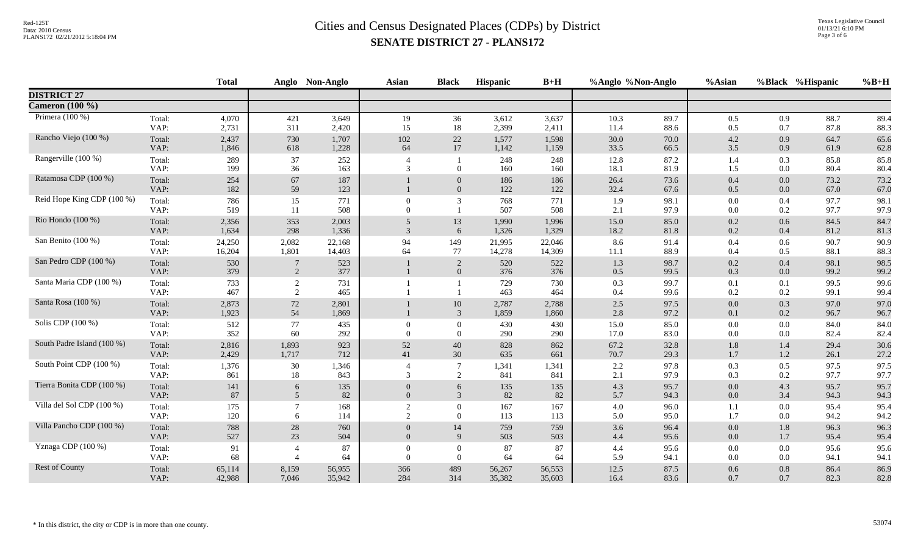# Cities and Census Designated Places (CDPs) by District

## SENATE DISTRICT 27 - PLANS172

| | | Total | Anglo | Non-Anglo | Asian | Black | Hispanic | B+H | %Anglo | %Non-Anglo | %Asian | %Black | %Hispanic | %B+H |
|---|---|---|---|---|---|---|---|---|---|---|---|---|---|---|
| **DISTRICT 27** | | | | | | | | | | | | | | |
| **Cameron (100 %)** | | | | | | | | | | | | | | |
| Primera (100 %) | Total: | 4,070 | 421 | 3,649 | 19 | 36 | 3,612 | 3,637 | 10.3 | 89.7 | 0.5 | 0.9 | 88.7 | 89.4 |
| | VAP: | 2,731 | 311 | 2,420 | 15 | 18 | 2,399 | 2,411 | 11.4 | 88.6 | 0.5 | 0.7 | 87.8 | 88.3 |
| Rancho Viejo (100 %) | Total: | 2,437 | 730 | 1,707 | 102 | 22 | 1,577 | 1,598 | 30.0 | 70.0 | 4.2 | 0.9 | 64.7 | 65.6 |
| | VAP: | 1,846 | 618 | 1,228 | 64 | 17 | 1,142 | 1,159 | 33.5 | 66.5 | 3.5 | 0.9 | 61.9 | 62.8 |
| Rangerville (100 %) | Total: | 289 | 37 | 252 | 4 | 1 | 248 | 248 | 12.8 | 87.2 | 1.4 | 0.3 | 85.8 | 85.8 |
| | VAP: | 199 | 36 | 163 | 3 | 0 | 160 | 160 | 18.1 | 81.9 | 1.5 | 0.0 | 80.4 | 80.4 |
| Ratamosa CDP (100 %) | Total: | 254 | 67 | 187 | 1 | 0 | 186 | 186 | 26.4 | 73.6 | 0.4 | 0.0 | 73.2 | 73.2 |
| | VAP: | 182 | 59 | 123 | 1 | 0 | 122 | 122 | 32.4 | 67.6 | 0.5 | 0.0 | 67.0 | 67.0 |
| Reid Hope King CDP (100 %) | Total: | 786 | 15 | 771 | 0 | 3 | 768 | 771 | 1.9 | 98.1 | 0.0 | 0.4 | 97.7 | 98.1 |
| | VAP: | 519 | 11 | 508 | 0 | 1 | 507 | 508 | 2.1 | 97.9 | 0.0 | 0.2 | 97.7 | 97.9 |
| Rio Hondo (100 %) | Total: | 2,356 | 353 | 2,003 | 5 | 13 | 1,990 | 1,996 | 15.0 | 85.0 | 0.2 | 0.6 | 84.5 | 84.7 |
| | VAP: | 1,634 | 298 | 1,336 | 3 | 6 | 1,326 | 1,329 | 18.2 | 81.8 | 0.2 | 0.4 | 81.2 | 81.3 |
| San Benito (100 %) | Total: | 24,250 | 2,082 | 22,168 | 94 | 149 | 21,995 | 22,046 | 8.6 | 91.4 | 0.4 | 0.6 | 90.7 | 90.9 |
| | VAP: | 16,204 | 1,801 | 14,403 | 64 | 77 | 14,278 | 14,309 | 11.1 | 88.9 | 0.4 | 0.5 | 88.1 | 88.3 |
| San Pedro CDP (100 %) | Total: | 530 | 7 | 523 | 1 | 2 | 520 | 522 | 1.3 | 98.7 | 0.2 | 0.4 | 98.1 | 98.5 |
| | VAP: | 379 | 2 | 377 | 1 | 0 | 376 | 376 | 0.5 | 99.5 | 0.3 | 0.0 | 99.2 | 99.2 |
| Santa Maria CDP (100 %) | Total: | 733 | 2 | 731 | 1 | 1 | 729 | 730 | 0.3 | 99.7 | 0.1 | 0.1 | 99.5 | 99.6 |
| | VAP: | 467 | 2 | 465 | 1 | 1 | 463 | 464 | 0.4 | 99.6 | 0.2 | 0.2 | 99.1 | 99.4 |
| Santa Rosa (100 %) | Total: | 2,873 | 72 | 2,801 | 1 | 10 | 2,787 | 2,788 | 2.5 | 97.5 | 0.0 | 0.3 | 97.0 | 97.0 |
| | VAP: | 1,923 | 54 | 1,869 | 1 | 3 | 1,859 | 1,860 | 2.8 | 97.2 | 0.1 | 0.2 | 96.7 | 96.7 |
| Solis CDP (100 %) | Total: | 512 | 77 | 435 | 0 | 0 | 430 | 430 | 15.0 | 85.0 | 0.0 | 0.0 | 84.0 | 84.0 |
| | VAP: | 352 | 60 | 292 | 0 | 0 | 290 | 290 | 17.0 | 83.0 | 0.0 | 0.0 | 82.4 | 82.4 |
| South Padre Island (100 %) | Total: | 2,816 | 1,893 | 923 | 52 | 40 | 828 | 862 | 67.2 | 32.8 | 1.8 | 1.4 | 29.4 | 30.6 |
| | VAP: | 2,429 | 1,717 | 712 | 41 | 30 | 635 | 661 | 70.7 | 29.3 | 1.7 | 1.2 | 26.1 | 27.2 |
| South Point CDP (100 %) | Total: | 1,376 | 30 | 1,346 | 4 | 7 | 1,341 | 1,341 | 2.2 | 97.8 | 0.3 | 0.5 | 97.5 | 97.5 |
| | VAP: | 861 | 18 | 843 | 3 | 2 | 841 | 841 | 2.1 | 97.9 | 0.3 | 0.2 | 97.7 | 97.7 |
| Tierra Bonita CDP (100 %) | Total: | 141 | 6 | 135 | 0 | 6 | 135 | 135 | 4.3 | 95.7 | 0.0 | 4.3 | 95.7 | 95.7 |
| | VAP: | 87 | 5 | 82 | 0 | 3 | 82 | 82 | 5.7 | 94.3 | 0.0 | 3.4 | 94.3 | 94.3 |
| Villa del Sol CDP (100 %) | Total: | 175 | 7 | 168 | 2 | 0 | 167 | 167 | 4.0 | 96.0 | 1.1 | 0.0 | 95.4 | 95.4 |
| | VAP: | 120 | 6 | 114 | 2 | 0 | 113 | 113 | 5.0 | 95.0 | 1.7 | 0.0 | 94.2 | 94.2 |
| Villa Pancho CDP (100 %) | Total: | 788 | 28 | 760 | 0 | 14 | 759 | 759 | 3.6 | 96.4 | 0.0 | 1.8 | 96.3 | 96.3 |
| | VAP: | 527 | 23 | 504 | 0 | 9 | 503 | 503 | 4.4 | 95.6 | 0.0 | 1.7 | 95.4 | 95.4 |
| Yznaga CDP (100 %) | Total: | 91 | 4 | 87 | 0 | 0 | 87 | 87 | 4.4 | 95.6 | 0.0 | 0.0 | 95.6 | 95.6 |
| | VAP: | 68 | 4 | 64 | 0 | 0 | 64 | 64 | 5.9 | 94.1 | 0.0 | 0.0 | 94.1 | 94.1 |
| Rest of County | Total: | 65,114 | 8,159 | 56,955 | 366 | 489 | 56,267 | 56,553 | 12.5 | 87.5 | 0.6 | 0.8 | 86.4 | 86.9 |
| | VAP: | 42,988 | 7,046 | 35,942 | 284 | 314 | 35,382 | 35,603 | 16.4 | 83.6 | 0.7 | 0.7 | 82.3 | 82.8 |

\* In this district, the city or CDP is in more than one county.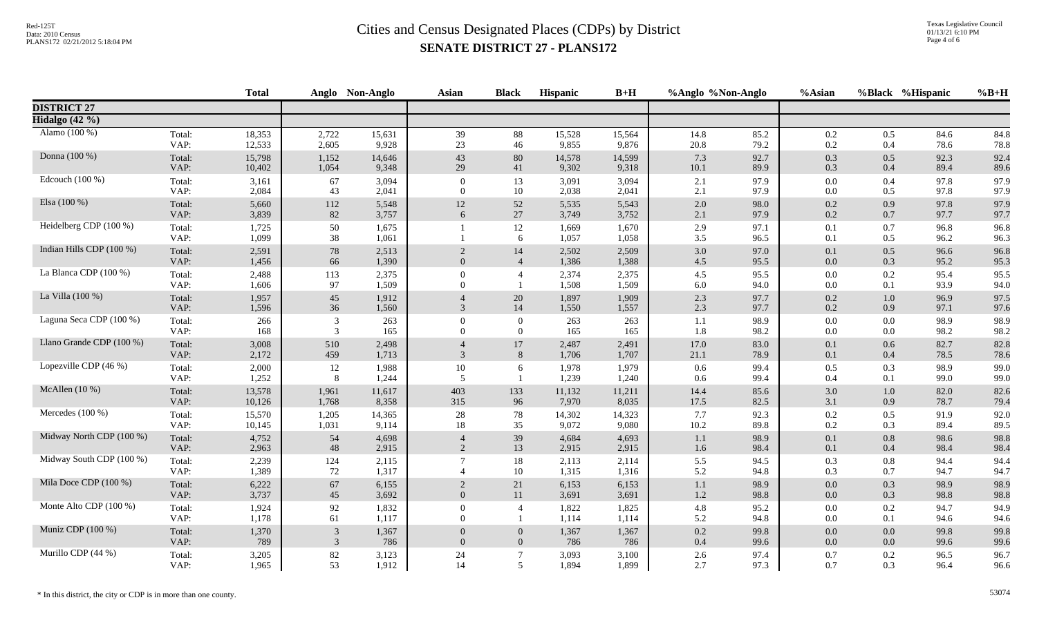# Cities and Census Designated Places (CDPs) by District

## SENATE DISTRICT 27 - PLANS172

| | | Total | Anglo | Non-Anglo | Asian | Black | Hispanic | B+H | %Anglo | %Non-Anglo | %Asian | %Black | %Hispanic | %B+H |
|---|---|---|---|---|---|---|---|---|---|---|---|---|---|---|
| **DISTRICT 27** | | | | | | | | | | | | | | |
| **Hidalgo (42 %)** | | | | | | | | | | | | | | |
| Alamo (100 %) | Total: | 18,353 | 2,722 | 15,631 | 39 | 88 | 15,528 | 15,564 | 14.8 | 85.2 | 0.2 | 0.5 | 84.6 | 84.8 |
| | VAP: | 12,533 | 2,605 | 9,928 | 23 | 46 | 9,855 | 9,876 | 20.8 | 79.2 | 0.2 | 0.4 | 78.6 | 78.8 |
| Donna (100 %) | Total: | 15,798 | 1,152 | 14,646 | 43 | 80 | 14,578 | 14,599 | 7.3 | 92.7 | 0.3 | 0.5 | 92.3 | 92.4 |
| | VAP: | 10,402 | 1,054 | 9,348 | 29 | 41 | 9,302 | 9,318 | 10.1 | 89.9 | 0.3 | 0.4 | 89.4 | 89.6 |
| Edcouch (100 %) | Total: | 3,161 | 67 | 3,094 | 0 | 13 | 3,091 | 3,094 | 2.1 | 97.9 | 0.0 | 0.4 | 97.8 | 97.9 |
| | VAP: | 2,084 | 43 | 2,041 | 0 | 10 | 2,038 | 2,041 | 2.1 | 97.9 | 0.0 | 0.5 | 97.8 | 97.9 |
| Elsa (100 %) | Total: | 5,660 | 112 | 5,548 | 12 | 52 | 5,535 | 5,543 | 2.0 | 98.0 | 0.2 | 0.9 | 97.8 | 97.9 |
| | VAP: | 3,839 | 82 | 3,757 | 6 | 27 | 3,749 | 3,752 | 2.1 | 97.9 | 0.2 | 0.7 | 97.7 | 97.7 |
| Heidelberg CDP (100 %) | Total: | 1,725 | 50 | 1,675 | 1 | 12 | 1,669 | 1,670 | 2.9 | 97.1 | 0.1 | 0.7 | 96.8 | 96.8 |
| | VAP: | 1,099 | 38 | 1,061 | 1 | 6 | 1,057 | 1,058 | 3.5 | 96.5 | 0.1 | 0.5 | 96.2 | 96.3 |
| Indian Hills CDP (100 %) | Total: | 2,591 | 78 | 2,513 | 2 | 14 | 2,502 | 2,509 | 3.0 | 97.0 | 0.1 | 0.5 | 96.6 | 96.8 |
| | VAP: | 1,456 | 66 | 1,390 | 0 | 4 | 1,386 | 1,388 | 4.5 | 95.5 | 0.0 | 0.3 | 95.2 | 95.3 |
| La Blanca CDP (100 %) | Total: | 2,488 | 113 | 2,375 | 0 | 4 | 2,374 | 2,375 | 4.5 | 95.5 | 0.0 | 0.2 | 95.4 | 95.5 |
| | VAP: | 1,606 | 97 | 1,509 | 0 | 1 | 1,508 | 1,509 | 6.0 | 94.0 | 0.0 | 0.1 | 93.9 | 94.0 |
| La Villa (100 %) | Total: | 1,957 | 45 | 1,912 | 4 | 20 | 1,897 | 1,909 | 2.3 | 97.7 | 0.2 | 1.0 | 96.9 | 97.5 |
| | VAP: | 1,596 | 36 | 1,560 | 3 | 14 | 1,550 | 1,557 | 2.3 | 97.7 | 0.2 | 0.9 | 97.1 | 97.6 |
| Laguna Seca CDP (100 %) | Total: | 266 | 3 | 263 | 0 | 0 | 263 | 263 | 1.1 | 98.9 | 0.0 | 0.0 | 98.9 | 98.9 |
| | VAP: | 168 | 3 | 165 | 0 | 0 | 165 | 165 | 1.8 | 98.2 | 0.0 | 0.0 | 98.2 | 98.2 |
| Llano Grande CDP (100 %) | Total: | 3,008 | 510 | 2,498 | 4 | 17 | 2,487 | 2,491 | 17.0 | 83.0 | 0.1 | 0.6 | 82.7 | 82.8 |
| | VAP: | 2,172 | 459 | 1,713 | 3 | 8 | 1,706 | 1,707 | 21.1 | 78.9 | 0.1 | 0.4 | 78.5 | 78.6 |
| Lopezville CDP (46 %) | Total: | 2,000 | 12 | 1,988 | 10 | 6 | 1,978 | 1,979 | 0.6 | 99.4 | 0.5 | 0.3 | 98.9 | 99.0 |
| | VAP: | 1,252 | 8 | 1,244 | 5 | 1 | 1,239 | 1,240 | 0.6 | 99.4 | 0.4 | 0.1 | 99.0 | 99.0 |
| McAllen (10 %) | Total: | 13,578 | 1,961 | 11,617 | 403 | 133 | 11,132 | 11,211 | 14.4 | 85.6 | 3.0 | 1.0 | 82.0 | 82.6 |
| | VAP: | 10,126 | 1,768 | 8,358 | 315 | 96 | 7,970 | 8,035 | 17.5 | 82.5 | 3.1 | 0.9 | 78.7 | 79.4 |
| Mercedes (100 %) | Total: | 15,570 | 1,205 | 14,365 | 28 | 78 | 14,302 | 14,323 | 7.7 | 92.3 | 0.2 | 0.5 | 91.9 | 92.0 |
| | VAP: | 10,145 | 1,031 | 9,114 | 18 | 35 | 9,072 | 9,080 | 10.2 | 89.8 | 0.2 | 0.3 | 89.4 | 89.5 |
| Midway North CDP (100 %) | Total: | 4,752 | 54 | 4,698 | 4 | 39 | 4,684 | 4,693 | 1.1 | 98.9 | 0.1 | 0.8 | 98.6 | 98.8 |
| | VAP: | 2,963 | 48 | 2,915 | 2 | 13 | 2,915 | 2,915 | 1.6 | 98.4 | 0.1 | 0.4 | 98.4 | 98.4 |
| Midway South CDP (100 %) | Total: | 2,239 | 124 | 2,115 | 7 | 18 | 2,113 | 2,114 | 5.5 | 94.5 | 0.3 | 0.8 | 94.4 | 94.4 |
| | VAP: | 1,389 | 72 | 1,317 | 4 | 10 | 1,315 | 1,316 | 5.2 | 94.8 | 0.3 | 0.7 | 94.7 | 94.7 |
| Mila Doce CDP (100 %) | Total: | 6,222 | 67 | 6,155 | 2 | 21 | 6,153 | 6,153 | 1.1 | 98.9 | 0.0 | 0.3 | 98.9 | 98.9 |
| | VAP: | 3,737 | 45 | 3,692 | 0 | 11 | 3,691 | 3,691 | 1.2 | 98.8 | 0.0 | 0.3 | 98.8 | 98.8 |
| Monte Alto CDP (100 %) | Total: | 1,924 | 92 | 1,832 | 0 | 4 | 1,822 | 1,825 | 4.8 | 95.2 | 0.0 | 0.2 | 94.7 | 94.9 |
| | VAP: | 1,178 | 61 | 1,117 | 0 | 1 | 1,114 | 1,114 | 5.2 | 94.8 | 0.0 | 0.1 | 94.6 | 94.6 |
| Muniz CDP (100 %) | Total: | 1,370 | 3 | 1,367 | 0 | 0 | 1,367 | 1,367 | 0.2 | 99.8 | 0.0 | 0.0 | 99.8 | 99.8 |
| | VAP: | 789 | 3 | 786 | 0 | 0 | 786 | 786 | 0.4 | 99.6 | 0.0 | 0.0 | 99.6 | 99.6 |
| Murillo CDP (44 %) | Total: | 3,205 | 82 | 3,123 | 24 | 7 | 3,093 | 3,100 | 2.6 | 97.4 | 0.7 | 0.2 | 96.5 | 96.7 |
| | VAP: | 1,965 | 53 | 1,912 | 14 | 5 | 1,894 | 1,899 | 2.7 | 97.3 | 0.7 | 0.3 | 96.4 | 96.6 |

\* In this district, the city or CDP is in more than one county.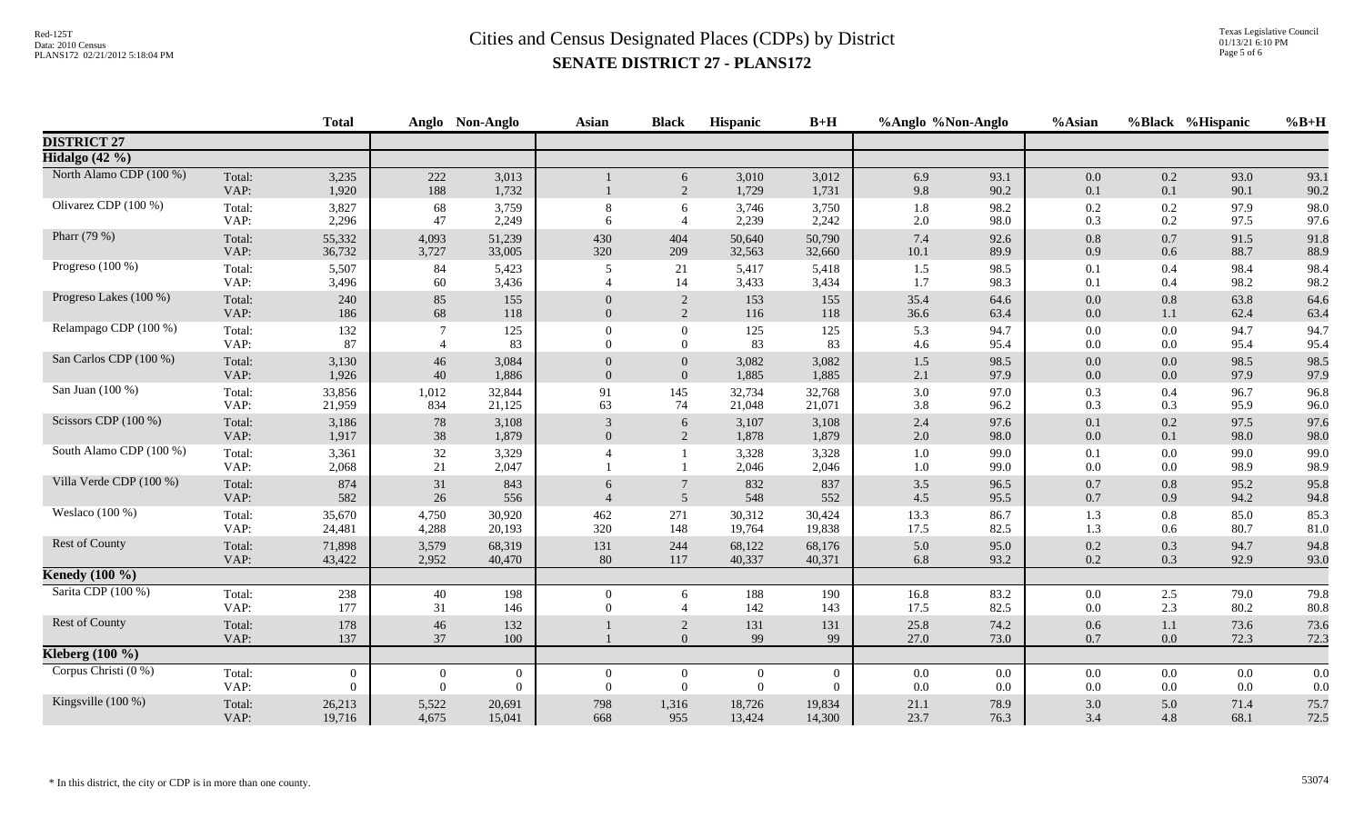# Cities and Census Designated Places (CDPs) by District

## SENATE DISTRICT 27 - PLANS172

| | | Total | Anglo | Non-Anglo | Asian | Black | Hispanic | B+H | %Anglo | %Non-Anglo | %Asian | %Black | %Hispanic | %B+H |
|---|---|---|---|---|---|---|---|---|---|---|---|---|---|---|
| **DISTRICT 27** | | | | | | | | | | | | | | |
| **Hidalgo (42 %)** | | | | | | | | | | | | | | |
| North Alamo CDP (100 %) | Total: | 3,235 | 222 | 3,013 | 1 | 6 | 3,010 | 3,012 | 6.9 | 93.1 | 0.0 | 0.2 | 93.0 | 93.1 |
| | VAP: | 1,920 | 188 | 1,732 | 1 | 2 | 1,729 | 1,731 | 9.8 | 90.2 | 0.1 | 0.1 | 90.1 | 90.2 |
| Olivarez CDP (100 %) | Total: | 3,827 | 68 | 3,759 | 8 | 6 | 3,746 | 3,750 | 1.8 | 98.2 | 0.2 | 0.2 | 97.9 | 98.0 |
| | VAP: | 2,296 | 47 | 2,249 | 6 | 4 | 2,239 | 2,242 | 2.0 | 98.0 | 0.3 | 0.2 | 97.5 | 97.6 |
| Pharr (79 %) | Total: | 55,332 | 4,093 | 51,239 | 430 | 404 | 50,640 | 50,790 | 7.4 | 92.6 | 0.8 | 0.7 | 91.5 | 91.8 |
| | VAP: | 36,732 | 3,727 | 33,005 | 320 | 209 | 32,563 | 32,660 | 10.1 | 89.9 | 0.9 | 0.6 | 88.7 | 88.9 |
| Progreso (100 %) | Total: | 5,507 | 84 | 5,423 | 5 | 21 | 5,417 | 5,418 | 1.5 | 98.5 | 0.1 | 0.4 | 98.4 | 98.4 |
| | VAP: | 3,496 | 60 | 3,436 | 4 | 14 | 3,433 | 3,434 | 1.7 | 98.3 | 0.1 | 0.4 | 98.2 | 98.2 |
| Progreso Lakes (100 %) | Total: | 240 | 85 | 155 | 0 | 2 | 153 | 155 | 35.4 | 64.6 | 0.0 | 0.8 | 63.8 | 64.6 |
| | VAP: | 186 | 68 | 118 | 0 | 2 | 116 | 118 | 36.6 | 63.4 | 0.0 | 1.1 | 62.4 | 63.4 |
| Relampago CDP (100 %) | Total: | 132 | 7 | 125 | 0 | 0 | 125 | 125 | 5.3 | 94.7 | 0.0 | 0.0 | 94.7 | 94.7 |
| | VAP: | 87 | 4 | 83 | 0 | 0 | 83 | 83 | 4.6 | 95.4 | 0.0 | 0.0 | 95.4 | 95.4 |
| San Carlos CDP (100 %) | Total: | 3,130 | 46 | 3,084 | 0 | 0 | 3,082 | 3,082 | 1.5 | 98.5 | 0.0 | 0.0 | 98.5 | 98.5 |
| | VAP: | 1,926 | 40 | 1,886 | 0 | 0 | 1,885 | 1,885 | 2.1 | 97.9 | 0.0 | 0.0 | 97.9 | 97.9 |
| San Juan (100 %) | Total: | 33,856 | 1,012 | 32,844 | 91 | 145 | 32,734 | 32,768 | 3.0 | 97.0 | 0.3 | 0.4 | 96.7 | 96.8 |
| | VAP: | 21,959 | 834 | 21,125 | 63 | 74 | 21,048 | 21,071 | 3.8 | 96.2 | 0.3 | 0.3 | 95.9 | 96.0 |
| Scissors CDP (100 %) | Total: | 3,186 | 78 | 3,108 | 3 | 6 | 3,107 | 3,108 | 2.4 | 97.6 | 0.1 | 0.2 | 97.5 | 97.6 |
| | VAP: | 1,917 | 38 | 1,879 | 0 | 2 | 1,878 | 1,879 | 2.0 | 98.0 | 0.0 | 0.1 | 98.0 | 98.0 |
| South Alamo CDP (100 %) | Total: | 3,361 | 32 | 3,329 | 4 | 1 | 3,328 | 3,328 | 1.0 | 99.0 | 0.1 | 0.0 | 99.0 | 99.0 |
| | VAP: | 2,068 | 21 | 2,047 | 1 | 1 | 2,046 | 2,046 | 1.0 | 99.0 | 0.0 | 0.0 | 98.9 | 98.9 |
| Villa Verde CDP (100 %) | Total: | 874 | 31 | 843 | 6 | 7 | 832 | 837 | 3.5 | 96.5 | 0.7 | 0.8 | 95.2 | 95.8 |
| | VAP: | 582 | 26 | 556 | 4 | 5 | 548 | 552 | 4.5 | 95.5 | 0.7 | 0.9 | 94.2 | 94.8 |
| Weslaco (100 %) | Total: | 35,670 | 4,750 | 30,920 | 462 | 271 | 30,312 | 30,424 | 13.3 | 86.7 | 1.3 | 0.8 | 85.0 | 85.3 |
| | VAP: | 24,481 | 4,288 | 20,193 | 320 | 148 | 19,764 | 19,838 | 17.5 | 82.5 | 1.3 | 0.6 | 80.7 | 81.0 |
| Rest of County | Total: | 71,898 | 3,579 | 68,319 | 131 | 244 | 68,122 | 68,176 | 5.0 | 95.0 | 0.2 | 0.3 | 94.7 | 94.8 |
| | VAP: | 43,422 | 2,952 | 40,470 | 80 | 117 | 40,337 | 40,371 | 6.8 | 93.2 | 0.2 | 0.3 | 92.9 | 93.0 |
| **Kenedy (100 %)** | | | | | | | | | | | | | | |
| Sarita CDP (100 %) | Total: | 238 | 40 | 198 | 0 | 6 | 188 | 190 | 16.8 | 83.2 | 0.0 | 2.5 | 79.0 | 79.8 |
| | VAP: | 177 | 31 | 146 | 0 | 4 | 142 | 143 | 17.5 | 82.5 | 0.0 | 2.3 | 80.2 | 80.8 |
| Rest of County | Total: | 178 | 46 | 132 | 1 | 2 | 131 | 131 | 25.8 | 74.2 | 0.6 | 1.1 | 73.6 | 73.6 |
| | VAP: | 137 | 37 | 100 | 1 | 0 | 99 | 99 | 27.0 | 73.0 | 0.7 | 0.0 | 72.3 | 72.3 |
| **Kleberg (100 %)** | | | | | | | | | | | | | | |
| Corpus Christi (0 %) | Total: | 0 | 0 | 0 | 0 | 0 | 0 | 0 | 0.0 | 0.0 | 0.0 | 0.0 | 0.0 | 0.0 |
| | VAP: | 0 | 0 | 0 | 0 | 0 | 0 | 0 | 0.0 | 0.0 | 0.0 | 0.0 | 0.0 | 0.0 |
| Kingsville (100 %) | Total: | 26,213 | 5,522 | 20,691 | 798 | 1,316 | 18,726 | 19,834 | 21.1 | 78.9 | 3.0 | 5.0 | 71.4 | 75.7 |
| | VAP: | 19,716 | 4,675 | 15,041 | 668 | 955 | 13,424 | 14,300 | 23.7 | 76.3 | 3.4 | 4.8 | 68.1 | 72.5 |

\* In this district, the city or CDP is in more than one county.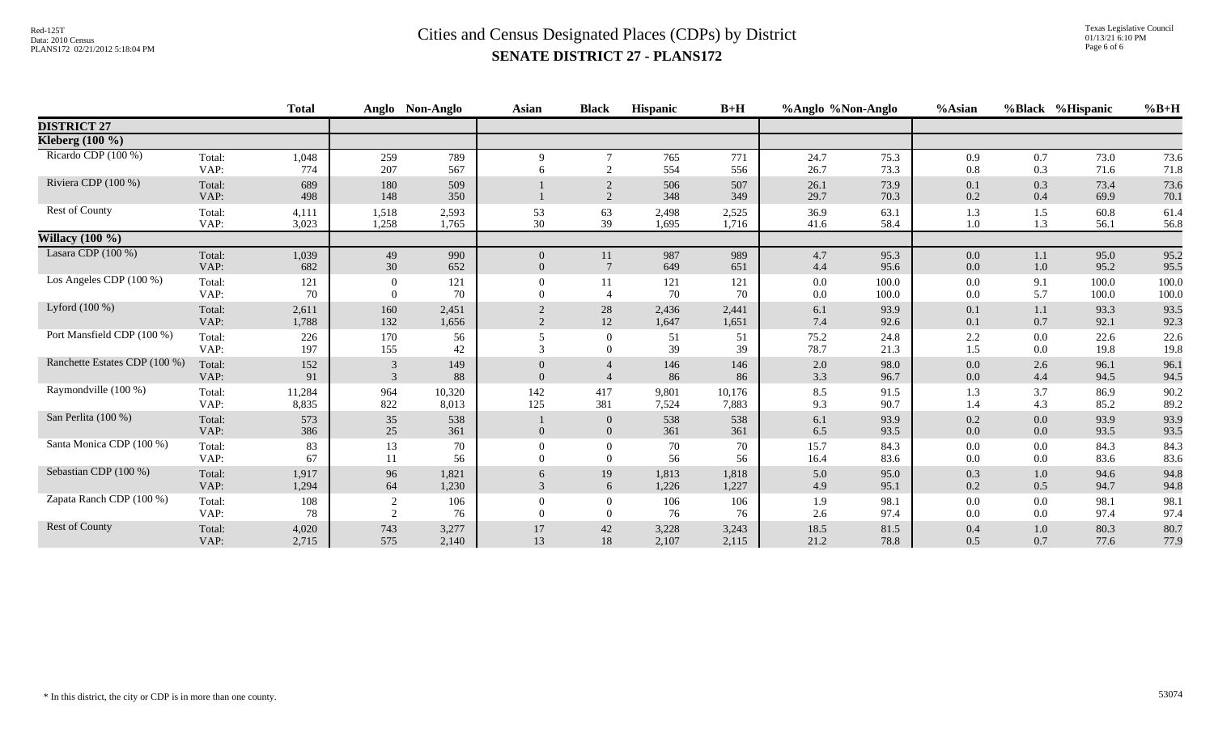# Cities and Census Designated Places (CDPs) by District

## SENATE DISTRICT 27 - PLANS172

| | | Total | Anglo | Non-Anglo | Asian | Black | Hispanic | B+H | %Anglo | %Non-Anglo | %Asian | %Black | %Hispanic | %B+H |
|---|---|---|---|---|---|---|---|---|---|---|---|---|---|---|
| **DISTRICT 27** | | | | | | | | | | | | | | |
| **Kleberg (100 %)** | | | | | | | | | | | | | | |
| Ricardo CDP (100 %) | Total: | 1,048 | 259 | 789 | 9 | 7 | 765 | 771 | 24.7 | 75.3 | 0.9 | 0.7 | 73.0 | 73.6 |
| | VAP: | 774 | 207 | 567 | 6 | 2 | 554 | 556 | 26.7 | 73.3 | 0.8 | 0.3 | 71.6 | 71.8 |
| Riviera CDP (100 %) | Total: | 689 | 180 | 509 | 1 | 2 | 506 | 507 | 26.1 | 73.9 | 0.1 | 0.3 | 73.4 | 73.6 |
| | VAP: | 498 | 148 | 350 | 1 | 2 | 348 | 349 | 29.7 | 70.3 | 0.2 | 0.4 | 69.9 | 70.1 |
| Rest of County | Total: | 4,111 | 1,518 | 2,593 | 53 | 63 | 2,498 | 2,525 | 36.9 | 63.1 | 1.3 | 1.5 | 60.8 | 61.4 |
| | VAP: | 3,023 | 1,258 | 1,765 | 30 | 39 | 1,695 | 1,716 | 41.6 | 58.4 | 1.0 | 1.3 | 56.1 | 56.8 |
| **Willacy (100 %)** | | | | | | | | | | | | | | |
| Lasara CDP (100 %) | Total: | 1,039 | 49 | 990 | 0 | 11 | 987 | 989 | 4.7 | 95.3 | 0.0 | 1.1 | 95.0 | 95.2 |
| | VAP: | 682 | 30 | 652 | 0 | 7 | 649 | 651 | 4.4 | 95.6 | 0.0 | 1.0 | 95.2 | 95.5 |
| Los Angeles CDP (100 %) | Total: | 121 | 0 | 121 | 0 | 11 | 121 | 121 | 0.0 | 100.0 | 0.0 | 9.1 | 100.0 | 100.0 |
| | VAP: | 70 | 0 | 70 | 0 | 4 | 70 | 70 | 0.0 | 100.0 | 0.0 | 5.7 | 100.0 | 100.0 |
| Lyford (100 %) | Total: | 2,611 | 160 | 2,451 | 2 | 28 | 2,436 | 2,441 | 6.1 | 93.9 | 0.1 | 1.1 | 93.3 | 93.5 |
| | VAP: | 1,788 | 132 | 1,656 | 2 | 12 | 1,647 | 1,651 | 7.4 | 92.6 | 0.1 | 0.7 | 92.1 | 92.3 |
| Port Mansfield CDP (100 %) | Total: | 226 | 170 | 56 | 5 | 0 | 51 | 51 | 75.2 | 24.8 | 2.2 | 0.0 | 22.6 | 22.6 |
| | VAP: | 197 | 155 | 42 | 3 | 0 | 39 | 39 | 78.7 | 21.3 | 1.5 | 0.0 | 19.8 | 19.8 |
| Ranchette Estates CDP (100 %) | Total: | 152 | 3 | 149 | 0 | 4 | 146 | 146 | 2.0 | 98.0 | 0.0 | 2.6 | 96.1 | 96.1 |
| | VAP: | 91 | 3 | 88 | 0 | 4 | 86 | 86 | 3.3 | 96.7 | 0.0 | 4.4 | 94.5 | 94.5 |
| Raymondville (100 %) | Total: | 11,284 | 964 | 10,320 | 142 | 417 | 9,801 | 10,176 | 8.5 | 91.5 | 1.3 | 3.7 | 86.9 | 90.2 |
| | VAP: | 8,835 | 822 | 8,013 | 125 | 381 | 7,524 | 7,883 | 9.3 | 90.7 | 1.4 | 4.3 | 85.2 | 89.2 |
| San Perlita (100 %) | Total: | 573 | 35 | 538 | 1 | 0 | 538 | 538 | 6.1 | 93.9 | 0.2 | 0.0 | 93.9 | 93.9 |
| | VAP: | 386 | 25 | 361 | 0 | 0 | 361 | 361 | 6.5 | 93.5 | 0.0 | 0.0 | 93.5 | 93.5 |
| Santa Monica CDP (100 %) | Total: | 83 | 13 | 70 | 0 | 0 | 70 | 70 | 15.7 | 84.3 | 0.0 | 0.0 | 84.3 | 84.3 |
| | VAP: | 67 | 11 | 56 | 0 | 0 | 56 | 56 | 16.4 | 83.6 | 0.0 | 0.0 | 83.6 | 83.6 |
| Sebastian CDP (100 %) | Total: | 1,917 | 96 | 1,821 | 6 | 19 | 1,813 | 1,818 | 5.0 | 95.0 | 0.3 | 1.0 | 94.6 | 94.8 |
| | VAP: | 1,294 | 64 | 1,230 | 3 | 6 | 1,226 | 1,227 | 4.9 | 95.1 | 0.2 | 0.5 | 94.7 | 94.8 |
| Zapata Ranch CDP (100 %) | Total: | 108 | 2 | 106 | 0 | 0 | 106 | 106 | 1.9 | 98.1 | 0.0 | 0.0 | 98.1 | 98.1 |
| | VAP: | 78 | 2 | 76 | 0 | 0 | 76 | 76 | 2.6 | 97.4 | 0.0 | 0.0 | 97.4 | 97.4 |
| Rest of County | Total: | 4,020 | 743 | 3,277 | 17 | 42 | 3,228 | 3,243 | 18.5 | 81.5 | 0.4 | 1.0 | 80.3 | 80.7 |
| | VAP: | 2,715 | 575 | 2,140 | 13 | 18 | 2,107 | 2,115 | 21.2 | 78.8 | 0.5 | 0.7 | 77.6 | 77.9 |

\* In this district, the city or CDP is in more than one county.